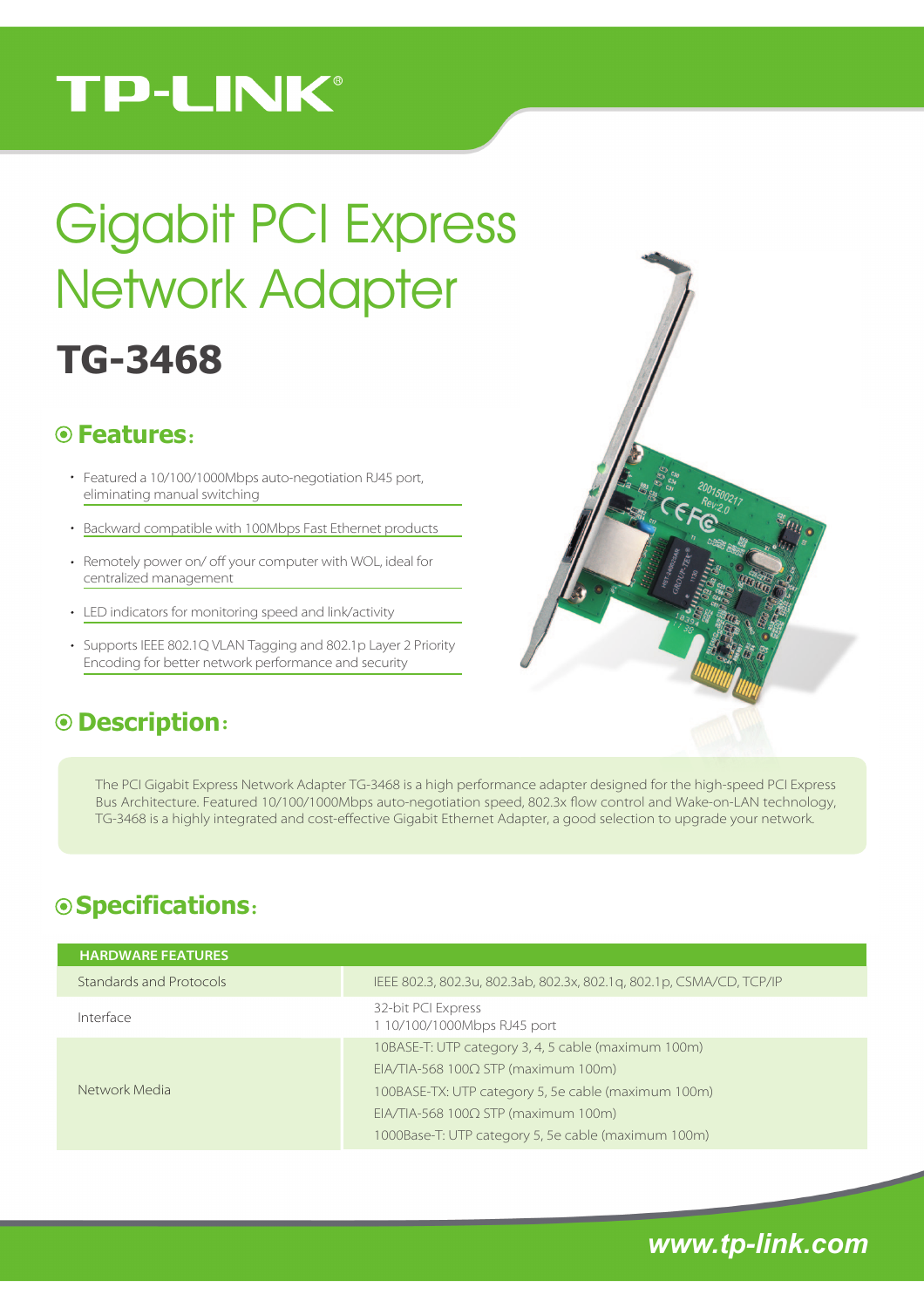# TP-LINK®

# Gigabit PCI Express Network Adapter

## TG-3468

## ⊙ Features:

- Featured a 10/100/1000Mbps auto-negotiation RJ45 port, eliminating manual switching
- Backward compatible with 100Mbps Fast Ethernet products
- Remotely power on/ off your computer with WOL, ideal for centralized management
- LED indicators for monitoring speed and link/activity
- Supports IEEE 802.1Q VLAN Tagging and 802.1p Layer 2 Priority Encoding for better network performance and security

## ⊙ Description:

The PCI Gigabit Express Network Adapter TG-3468 is a high performance adapter designed for the high-speed PCI Express Bus Architecture. Featured 10/100/1000Mbps auto-negotiation speed, 802.3x flow control and Wake-on-LAN technology, TG-3468 is a highly integrated and cost-effective Gigabit Ethernet Adapter, a good selection to upgrade your network.

## ⊙ Specifications:

| HARDWARE FEATURES | |
|---|---|
| Standards and Protocols | IEEE 802.3, 802.3u, 802.3ab, 802.3x, 802.1q, 802.1p, CSMA/CD, TCP/IP |
| Interface | 32-bit PCI Express<br>1 10/100/1000Mbps RJ45 port |
| Network Media | 10BASE-T: UTP category 3, 4, 5 cable (maximum 100m)<br>EIA/TIA-568 100Ω STP (maximum 100m)<br>100BASE-TX: UTP category 5, 5e cable (maximum 100m)<br>EIA/TIA-568 100Ω STP (maximum 100m)<br>1000Base-T: UTP category 5, 5e cable (maximum 100m) |

www.tp-link.com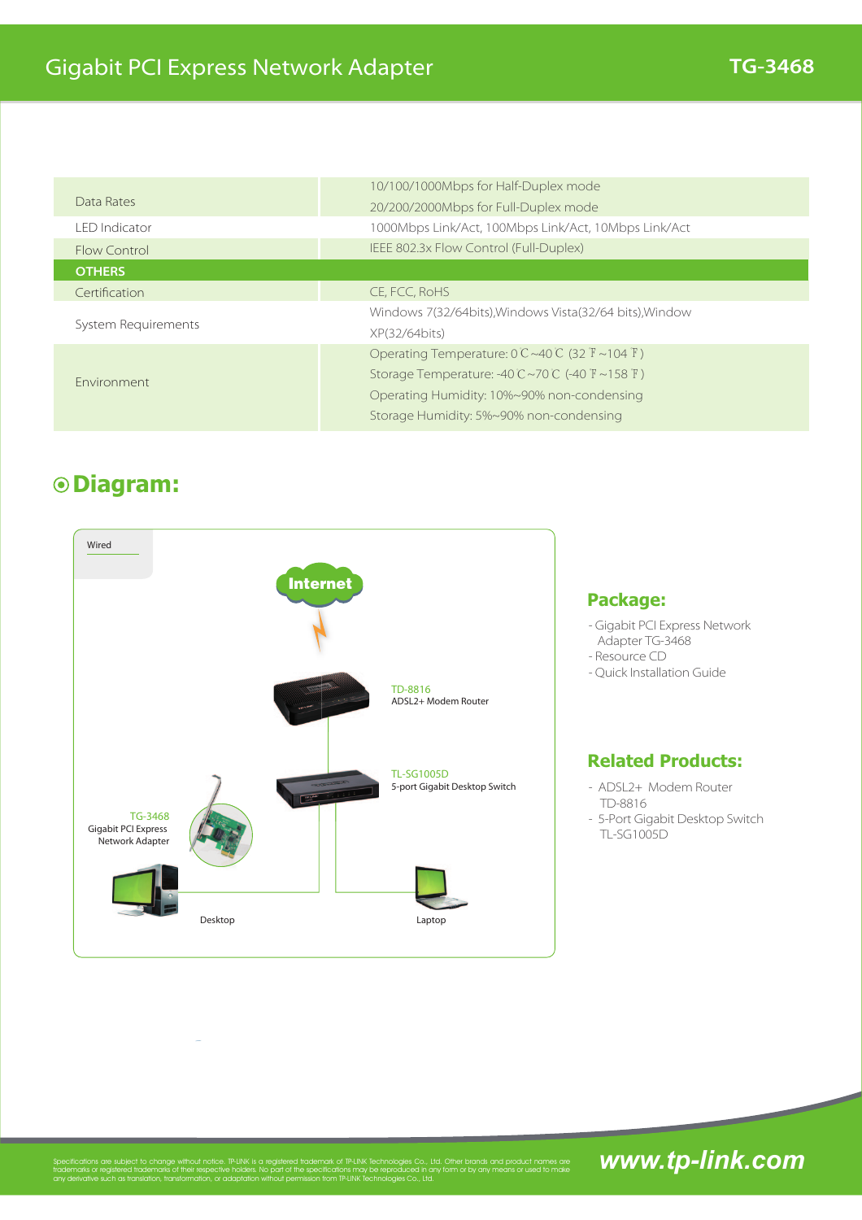# Gigabit PCI Express Network Adapter

**TG-3468**

| | |
|---|---|
| Data Rates | 10/100/1000Mbps for Half-Duplex mode<br>20/200/2000Mbps for Full-Duplex mode |
| LED Indicator | 1000Mbps Link/Act, 100Mbps Link/Act, 10Mbps Link/Act |
| Flow Control | IEEE 802.3x Flow Control (Full-Duplex) |
| **OTHERS** | |
| Certification | CE, FCC, RoHS |
| System Requirements | Windows 7(32/64bits),Windows Vista(32/64 bits),Window XP(32/64bits) |
| Environment | Operating Temperature: 0℃~40℃ (32℉~104℉)<br>Storage Temperature: -40℃~70℃ (-40℉~158℉)<br>Operating Humidity: 10%~90% non-condensing<br>Storage Humidity: 5%~90% non-condensing |

## Diagram:

Wired

Internet

TD-8816
ADSL2+ Modem Router

TL-SG1005D
5-port Gigabit Desktop Switch

TG-3468
Gigabit PCI Express
Network Adapter

Desktop

Laptop

## Package:

- Gigabit PCI Express Network Adapter TG-3468
- Resource CD
- Quick Installation Guide

## Related Products:

- ADSL2+ Modem Router TD-8816
- 5-Port Gigabit Desktop Switch TL-SG1005D

Specifications are subject to change without notice. TP-LINK is a registered trademark of TP-LINK Technologies Co., Ltd. Other brands and product names are trademarks or registered trademarks of their respective holders. No part of the specifications may be reproduced in any form or by any means or used to make any derivative such as translation, transformation, or adaptation without permission from TP-LINK Technologies Co., Ltd.

www.tp-link.com